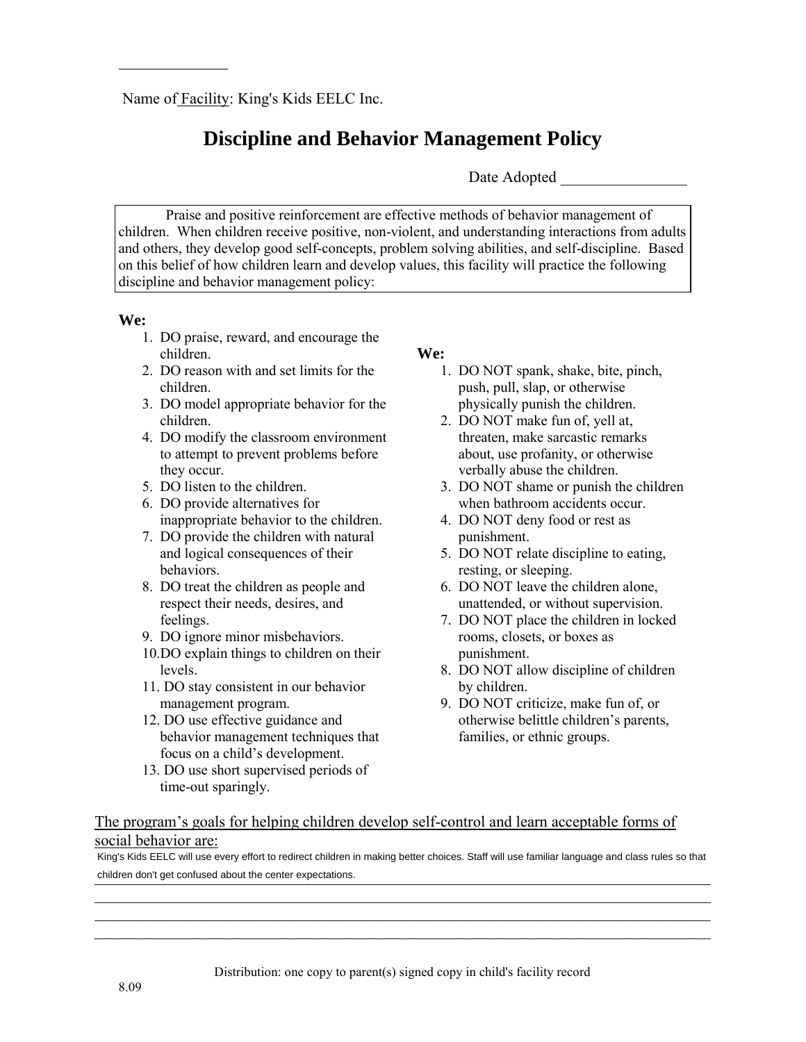Name of Facility: King's Kids EELC Inc.

# Discipline and Behavior Management Policy

Date Adopted ________________

Praise and positive reinforcement are effective methods of behavior management of children. When children receive positive, non-violent, and understanding interactions from adults and others, they develop good self-concepts, problem solving abilities, and self-discipline. Based on this belief of how children learn and develop values, this facility will practice the following discipline and behavior management policy:

**We:**

1. DO praise, reward, and encourage the children.
2. DO reason with and set limits for the children.
3. DO model appropriate behavior for the children.
4. DO modify the classroom environment to attempt to prevent problems before they occur.
5. DO listen to the children.
6. DO provide alternatives for inappropriate behavior to the children.
7. DO provide the children with natural and logical consequences of their behaviors.
8. DO treat the children as people and respect their needs, desires, and feelings.
9. DO ignore minor misbehaviors.
10. DO explain things to children on their levels.
11. DO stay consistent in our behavior management program.
12. DO use effective guidance and behavior management techniques that focus on a child's development.
13. DO use short supervised periods of time-out sparingly.

**We:**

1. DO NOT spank, shake, bite, pinch, push, pull, slap, or otherwise physically punish the children.
2. DO NOT make fun of, yell at, threaten, make sarcastic remarks about, use profanity, or otherwise verbally abuse the children.
3. DO NOT shame or punish the children when bathroom accidents occur.
4. DO NOT deny food or rest as punishment.
5. DO NOT relate discipline to eating, resting, or sleeping.
6. DO NOT leave the children alone, unattended, or without supervision.
7. DO NOT place the children in locked rooms, closets, or boxes as punishment.
8. DO NOT allow discipline of children by children.
9. DO NOT criticize, make fun of, or otherwise belittle children's parents, families, or ethnic groups.

The program's goals for helping children develop self-control and learn acceptable forms of social behavior are:

King's Kids EELC will use every effort to redirect children in making better choices. Staff will use familiar language and class rules so that children don't get confused about the center expectations.

Distribution: one copy to parent(s) signed copy in child's facility record

8.09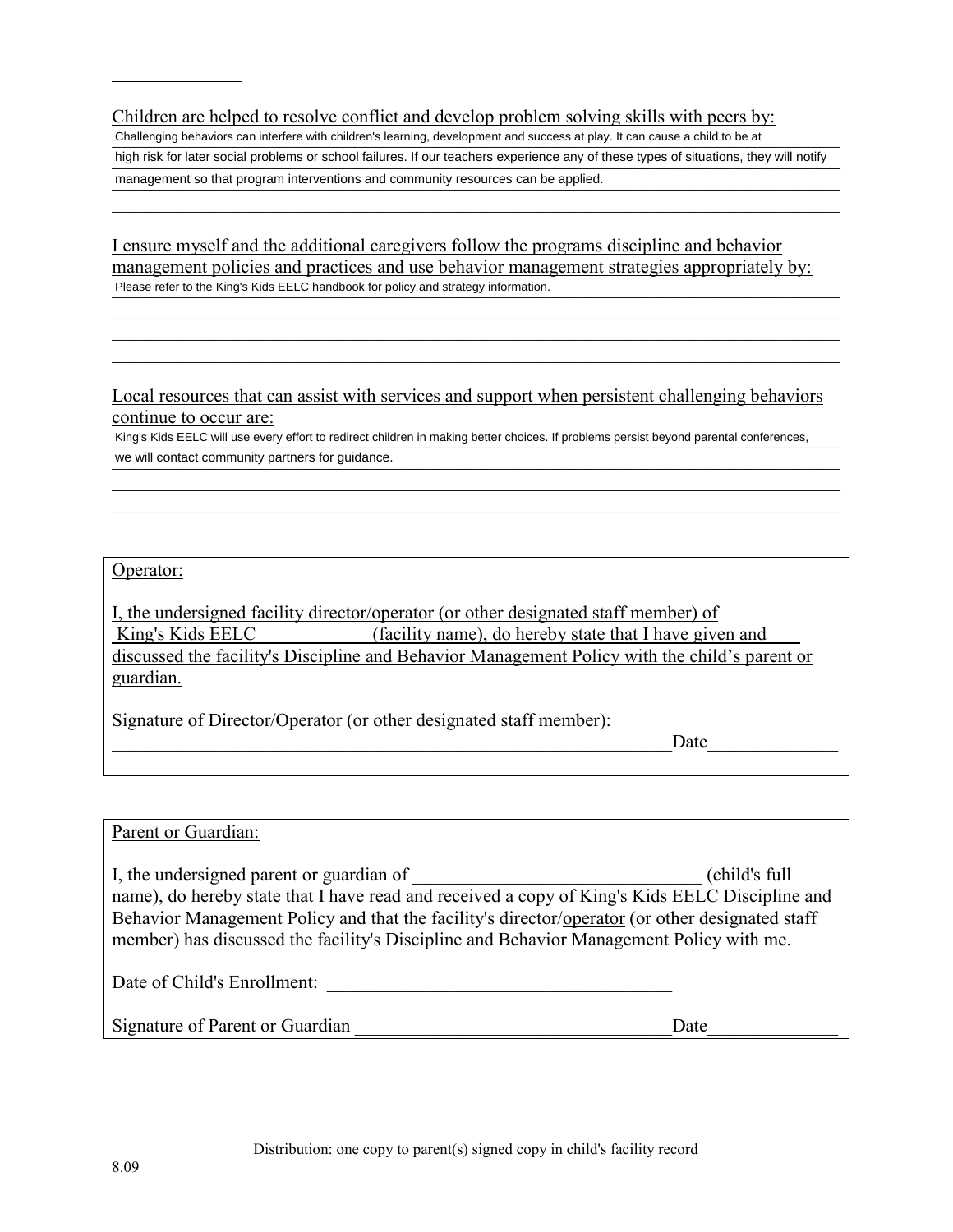Children are helped to resolve conflict and develop problem solving skills with peers by:

Challenging behaviors can interfere with children's learning, development and success at play. It can cause a child to be at high risk for later social problems or school failures. If our teachers experience any of these types of situations, they will notify management so that program interventions and community resources can be applied.

I ensure myself and the additional caregivers follow the programs discipline and behavior management policies and practices and use behavior management strategies appropriately by:

Please refer to the King's Kids EELC handbook for policy and strategy information.

Local resources that can assist with services and support when persistent challenging behaviors continue to occur are:

King's Kids EELC will use every effort to redirect children in making better choices. If problems persist beyond parental conferences, we will contact community partners for guidance.

Operator:

I, the undersigned facility director/operator (or other designated staff member) of King's Kids EELC (facility name), do hereby state that I have given and discussed the facility's Discipline and Behavior Management Policy with the child's parent or guardian.

Signature of Director/Operator (or other designated staff member):

_______________________________________________ Date______________

Parent or Guardian:

I, the undersigned parent or guardian of ______________________________ (child's full name), do hereby state that I have read and received a copy of King's Kids EELC Discipline and Behavior Management Policy and that the facility's director/operator (or other designated staff member) has discussed the facility's Discipline and Behavior Management Policy with me.

Date of Child's Enrollment: ______________________________________

Signature of Parent or Guardian ___________________________________Date______________

Distribution: one copy to parent(s) signed copy in child's facility record

8.09